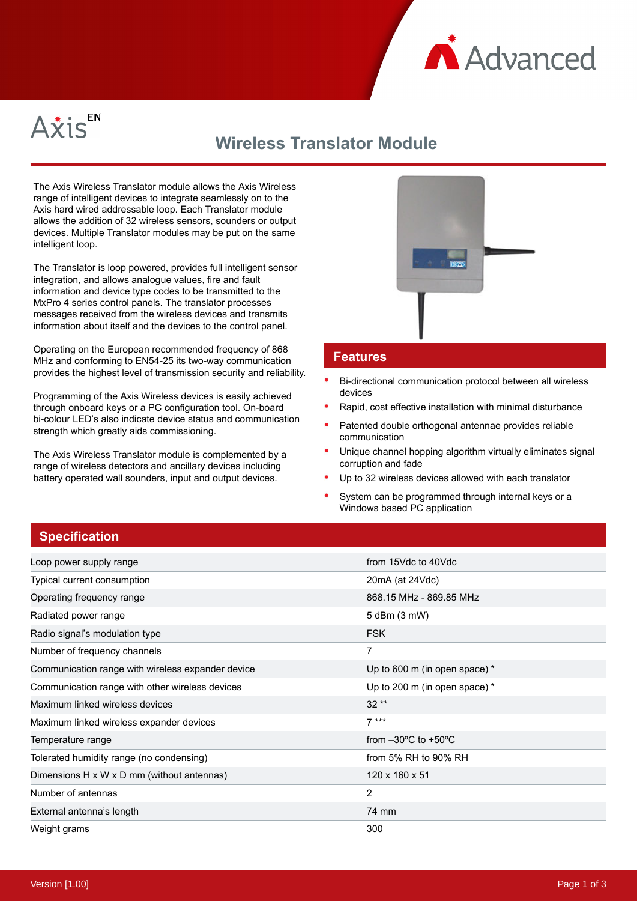# Axis EN

## Wireless Translator Module

The Axis Wireless Translator module allows the Axis Wireless range of intelligent devices to integrate seamlessly on to the Axis hard wired addressable loop. Each Translator module allows the addition of 32 wireless sensors, sounders or output devices. Multiple Translator modules may be put on the same intelligent loop.

The Translator is loop powered, provides full intelligent sensor integration, and allows analogue values, fire and fault information and device type codes to be transmitted to the MxPro 4 series control panels. The translator processes messages received from the wireless devices and transmits information about itself and the devices to the control panel.

Operating on the European recommended frequency of 868 MHz and conforming to EN54-25 its two-way communication provides the highest level of transmission security and reliability.

Programming of the Axis Wireless devices is easily achieved through onboard keys or a PC configuration tool. On-board bi-colour LED's also indicate device status and communication strength which greatly aids commissioning.

The Axis Wireless Translator module is complemented by a range of wireless detectors and ancillary devices including battery operated wall sounders, input and output devices.

## Features

- Bi-directional communication protocol between all wireless devices
- Rapid, cost effective installation with minimal disturbance
- Patented double orthogonal antennae provides reliable communication
- Unique channel hopping algorithm virtually eliminates signal corruption and fade
- Up to 32 wireless devices allowed with each translator
- System can be programmed through internal keys or a Windows based PC application

## Specification

| | |
|---|---|
| Loop power supply range | from 15Vdc to 40Vdc |
| Typical current consumption | 20mA (at 24Vdc) |
| Operating frequency range | 868.15 MHz - 869.85 MHz |
| Radiated power range | 5 dBm (3 mW) |
| Radio signal's modulation type | FSK |
| Number of frequency channels | 7 |
| Communication range with wireless expander device | Up to 600 m (in open space) * |
| Communication range with other wireless devices | Up to 200 m (in open space) * |
| Maximum linked wireless devices | 32 ** |
| Maximum linked wireless expander devices | 7 *** |
| Temperature range | from –30ºC to +50ºC |
| Tolerated humidity range (no condensing) | from 5% RH to 90% RH |
| Dimensions H x W x D mm (without antennas) | 120 x 160 x 51 |
| Number of antennas | 2 |
| External antenna's length | 74 mm |
| Weight grams | 300 |

Version [1.00]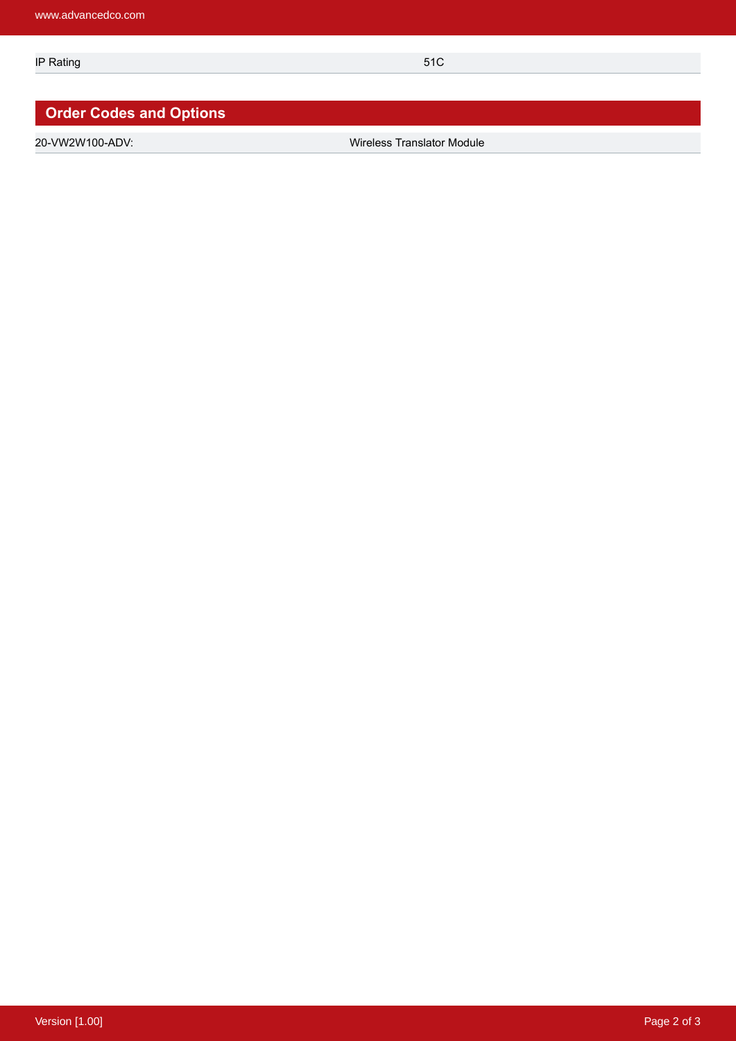| | |
|---|---|
| IP Rating | 51C |

## Order Codes and Options

| | |
|---|---|
| 20-VW2W100-ADV: | Wireless Translator Module |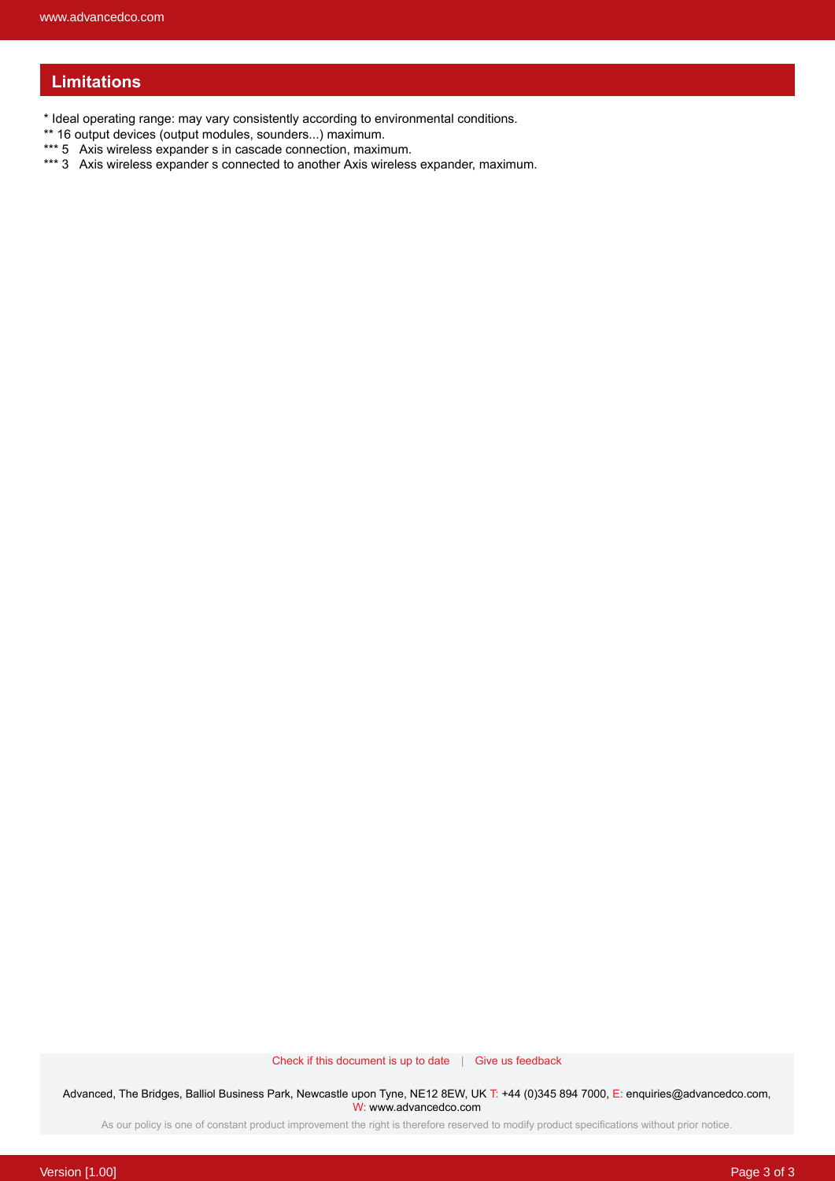## Limitations

* Ideal operating range: may vary consistently according to environmental conditions.
** 16 output devices (output modules, sounders...) maximum.
*** 5 Axis wireless expander s in cascade connection, maximum.
*** 3 Axis wireless expander s connected to another Axis wireless expander, maximum.

Check if this document is up to date | Give us feedback

Advanced, The Bridges, Balliol Business Park, Newcastle upon Tyne, NE12 8EW, UK T: +44 (0)345 894 7000, E: enquiries@advancedco.com, W: www.advancedco.com

As our policy is one of constant product improvement the right is therefore reserved to modify product specifications without prior notice.